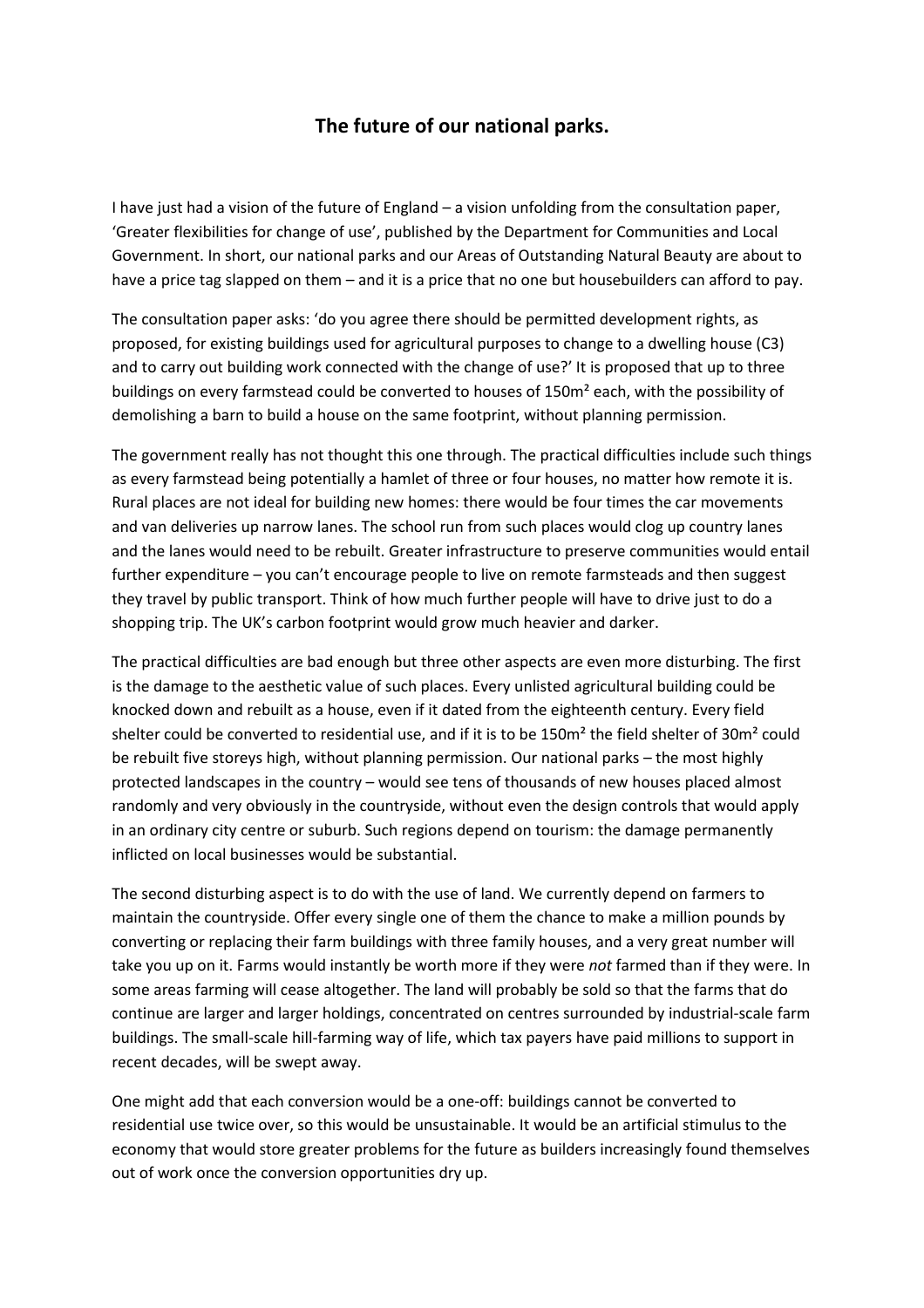# The future of our national parks.

I have just had a vision of the future of England – a vision unfolding from the consultation paper, 'Greater flexibilities for change of use', published by the Department for Communities and Local Government. In short, our national parks and our Areas of Outstanding Natural Beauty are about to have a price tag slapped on them – and it is a price that no one but housebuilders can afford to pay.

The consultation paper asks: 'do you agree there should be permitted development rights, as proposed, for existing buildings used for agricultural purposes to change to a dwelling house (C3) and to carry out building work connected with the change of use?' It is proposed that up to three buildings on every farmstead could be converted to houses of 150m² each, with the possibility of demolishing a barn to build a house on the same footprint, without planning permission.

The government really has not thought this one through. The practical difficulties include such things as every farmstead being potentially a hamlet of three or four houses, no matter how remote it is. Rural places are not ideal for building new homes: there would be four times the car movements and van deliveries up narrow lanes. The school run from such places would clog up country lanes and the lanes would need to be rebuilt. Greater infrastructure to preserve communities would entail further expenditure – you can't encourage people to live on remote farmsteads and then suggest they travel by public transport. Think of how much further people will have to drive just to do a shopping trip. The UK's carbon footprint would grow much heavier and darker.

The practical difficulties are bad enough but three other aspects are even more disturbing. The first is the damage to the aesthetic value of such places. Every unlisted agricultural building could be knocked down and rebuilt as a house, even if it dated from the eighteenth century. Every field shelter could be converted to residential use, and if it is to be 150m² the field shelter of 30m² could be rebuilt five storeys high, without planning permission. Our national parks – the most highly protected landscapes in the country – would see tens of thousands of new houses placed almost randomly and very obviously in the countryside, without even the design controls that would apply in an ordinary city centre or suburb. Such regions depend on tourism: the damage permanently inflicted on local businesses would be substantial.

The second disturbing aspect is to do with the use of land. We currently depend on farmers to maintain the countryside. Offer every single one of them the chance to make a million pounds by converting or replacing their farm buildings with three family houses, and a very great number will take you up on it. Farms would instantly be worth more if they were *not* farmed than if they were. In some areas farming will cease altogether. The land will probably be sold so that the farms that do continue are larger and larger holdings, concentrated on centres surrounded by industrial-scale farm buildings. The small-scale hill-farming way of life, which tax payers have paid millions to support in recent decades, will be swept away.

One might add that each conversion would be a one-off: buildings cannot be converted to residential use twice over, so this would be unsustainable. It would be an artificial stimulus to the economy that would store greater problems for the future as builders increasingly found themselves out of work once the conversion opportunities dry up.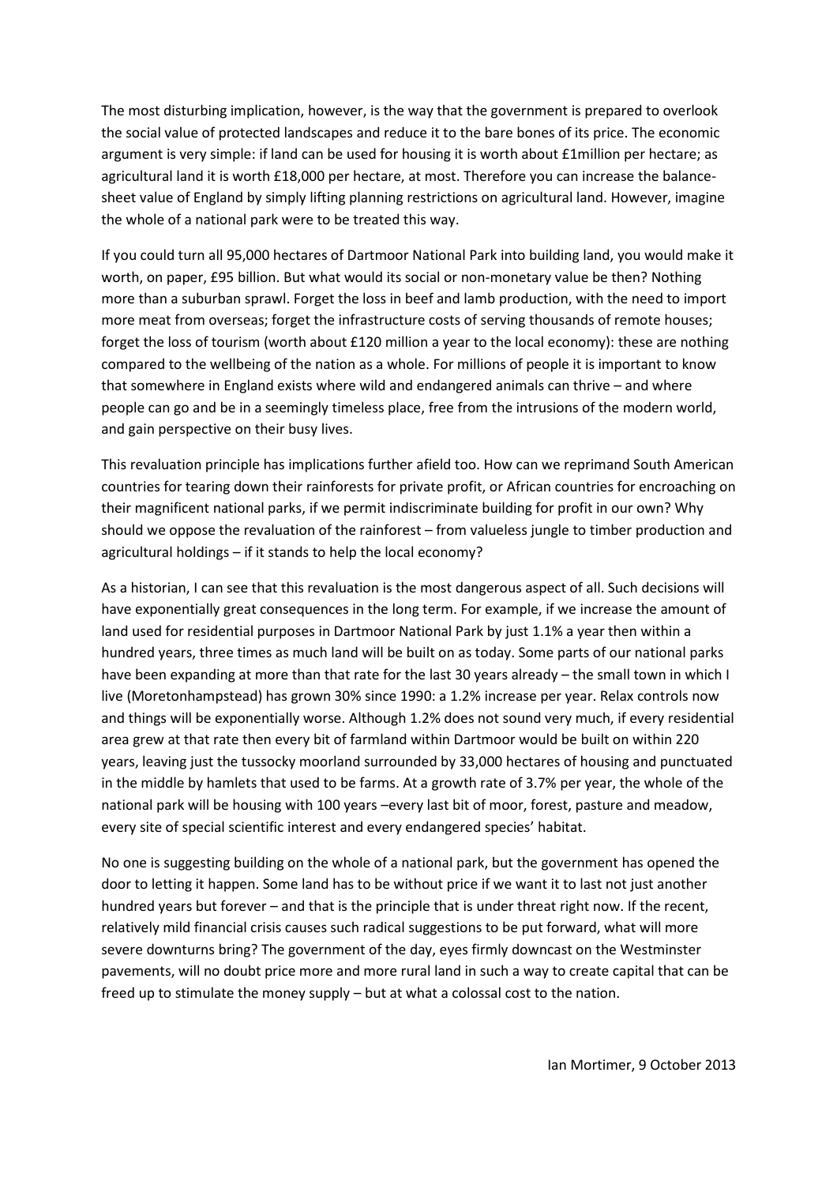The most disturbing implication, however, is the way that the government is prepared to overlook the social value of protected landscapes and reduce it to the bare bones of its price. The economic argument is very simple: if land can be used for housing it is worth about £1million per hectare; as agricultural land it is worth £18,000 per hectare, at most. Therefore you can increase the balance-sheet value of England by simply lifting planning restrictions on agricultural land. However, imagine the whole of a national park were to be treated this way.

If you could turn all 95,000 hectares of Dartmoor National Park into building land, you would make it worth, on paper, £95 billion. But what would its social or non-monetary value be then? Nothing more than a suburban sprawl. Forget the loss in beef and lamb production, with the need to import more meat from overseas; forget the infrastructure costs of serving thousands of remote houses; forget the loss of tourism (worth about £120 million a year to the local economy): these are nothing compared to the wellbeing of the nation as a whole. For millions of people it is important to know that somewhere in England exists where wild and endangered animals can thrive – and where people can go and be in a seemingly timeless place, free from the intrusions of the modern world, and gain perspective on their busy lives.

This revaluation principle has implications further afield too. How can we reprimand South American countries for tearing down their rainforests for private profit, or African countries for encroaching on their magnificent national parks, if we permit indiscriminate building for profit in our own? Why should we oppose the revaluation of the rainforest – from valueless jungle to timber production and agricultural holdings – if it stands to help the local economy?

As a historian, I can see that this revaluation is the most dangerous aspect of all. Such decisions will have exponentially great consequences in the long term. For example, if we increase the amount of land used for residential purposes in Dartmoor National Park by just 1.1% a year then within a hundred years, three times as much land will be built on as today. Some parts of our national parks have been expanding at more than that rate for the last 30 years already – the small town in which I live (Moretonhampstead) has grown 30% since 1990: a 1.2% increase per year. Relax controls now and things will be exponentially worse. Although 1.2% does not sound very much, if every residential area grew at that rate then every bit of farmland within Dartmoor would be built on within 220 years, leaving just the tussocky moorland surrounded by 33,000 hectares of housing and punctuated in the middle by hamlets that used to be farms. At a growth rate of 3.7% per year, the whole of the national park will be housing with 100 years –every last bit of moor, forest, pasture and meadow, every site of special scientific interest and every endangered species' habitat.

No one is suggesting building on the whole of a national park, but the government has opened the door to letting it happen. Some land has to be without price if we want it to last not just another hundred years but forever – and that is the principle that is under threat right now. If the recent, relatively mild financial crisis causes such radical suggestions to be put forward, what will more severe downturns bring? The government of the day, eyes firmly downcast on the Westminster pavements, will no doubt price more and more rural land in such a way to create capital that can be freed up to stimulate the money supply – but at what a colossal cost to the nation.

Ian Mortimer, 9 October 2013